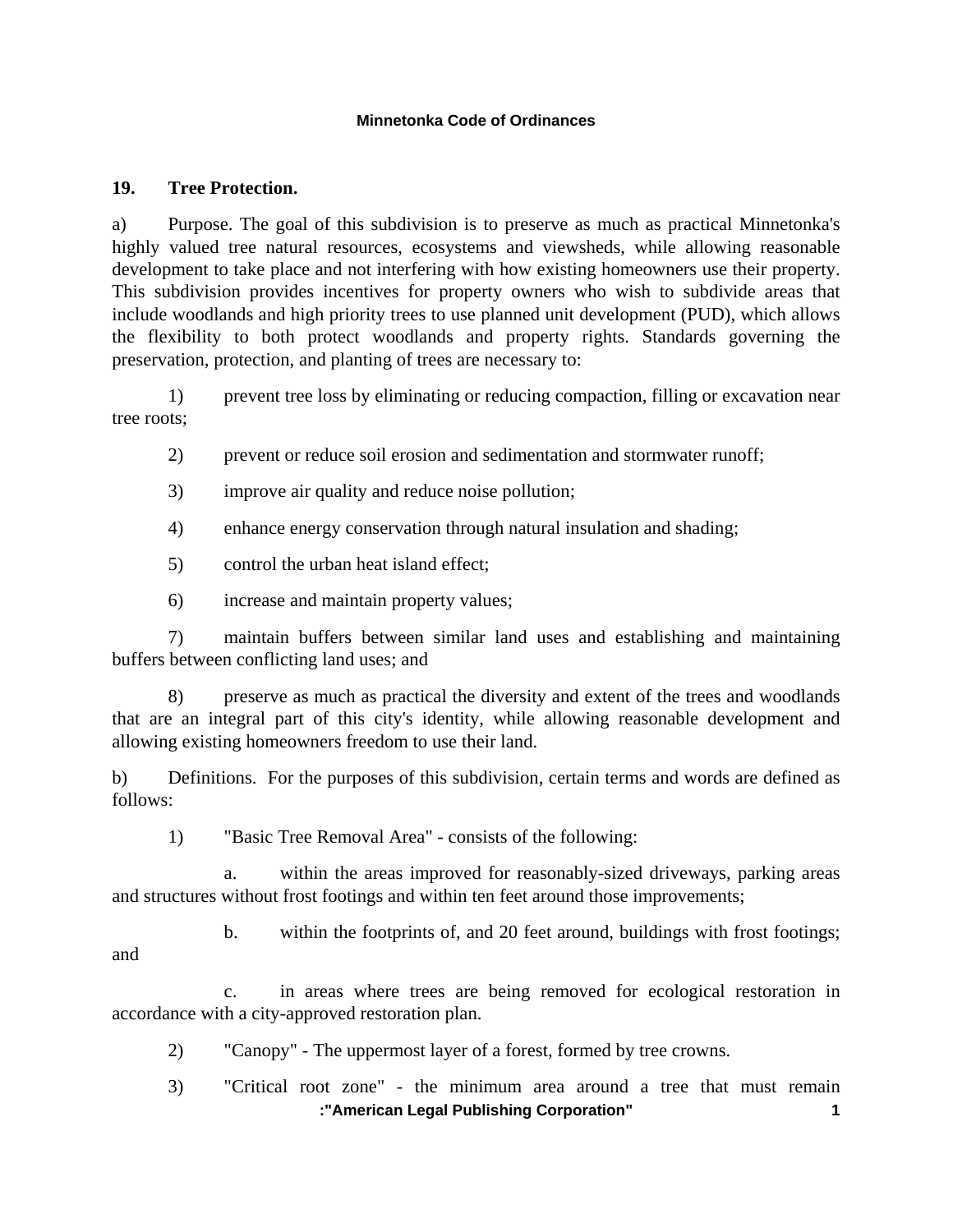## 19. Tree Protection.

a) Purpose. The goal of this subdivision is to preserve as much as practical Minnetonka's highly valued tree natural resources, ecosystems and viewsheds, while allowing reasonable development to take place and not interfering with how existing homeowners use their property. This subdivision provides incentives for property owners who wish to subdivide areas that include woodlands and high priority trees to use planned unit development (PUD), which allows the flexibility to both protect woodlands and property rights. Standards governing the preservation, protection, and planting of trees are necessary to:

1) prevent tree loss by eliminating or reducing compaction, filling or excavation near tree roots;

2) prevent or reduce soil erosion and sedimentation and stormwater runoff;

3) improve air quality and reduce noise pollution;

4) enhance energy conservation through natural insulation and shading;

5) control the urban heat island effect;

6) increase and maintain property values;

7) maintain buffers between similar land uses and establishing and maintaining buffers between conflicting land uses; and

8) preserve as much as practical the diversity and extent of the trees and woodlands that are an integral part of this city's identity, while allowing reasonable development and allowing existing homeowners freedom to use their land.

b) Definitions. For the purposes of this subdivision, certain terms and words are defined as follows:

1) "Basic Tree Removal Area" - consists of the following:

a. within the areas improved for reasonably-sized driveways, parking areas and structures without frost footings and within ten feet around those improvements;

b. within the footprints of, and 20 feet around, buildings with frost footings; and

c. in areas where trees are being removed for ecological restoration in accordance with a city-approved restoration plan.

2) "Canopy" - The uppermost layer of a forest, formed by tree crowns.

3) "Critical root zone" - the minimum area around a tree that must remain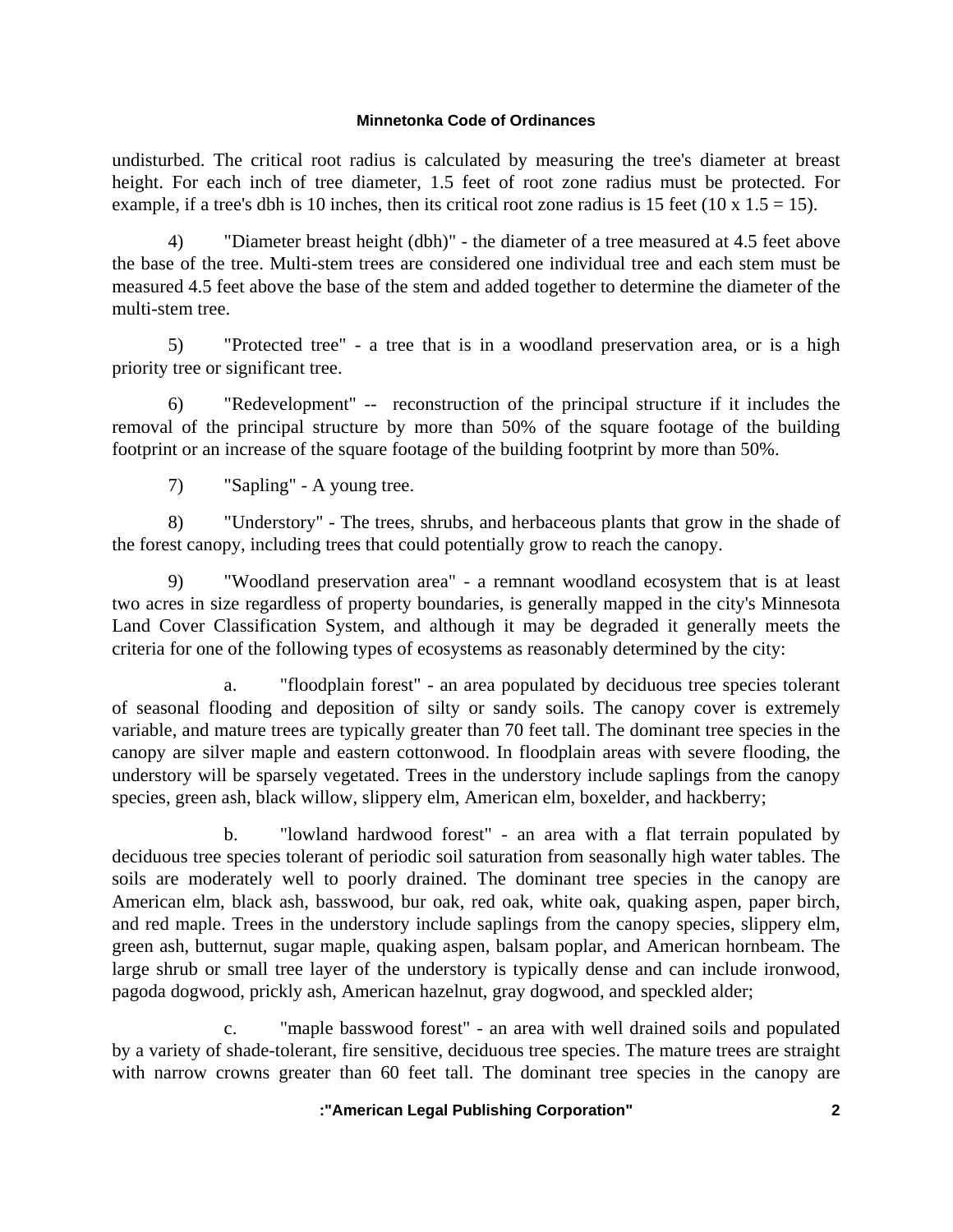undisturbed. The critical root radius is calculated by measuring the tree's diameter at breast height. For each inch of tree diameter, 1.5 feet of root zone radius must be protected. For example, if a tree's dbh is 10 inches, then its critical root zone radius is 15 feet (10 x 1.5 = 15).

4) "Diameter breast height (dbh)" - the diameter of a tree measured at 4.5 feet above the base of the tree. Multi-stem trees are considered one individual tree and each stem must be measured 4.5 feet above the base of the stem and added together to determine the diameter of the multi-stem tree.

5) "Protected tree" - a tree that is in a woodland preservation area, or is a high priority tree or significant tree.

6) "Redevelopment" -- reconstruction of the principal structure if it includes the removal of the principal structure by more than 50% of the square footage of the building footprint or an increase of the square footage of the building footprint by more than 50%.

7) "Sapling" - A young tree.

8) "Understory" - The trees, shrubs, and herbaceous plants that grow in the shade of the forest canopy, including trees that could potentially grow to reach the canopy.

9) "Woodland preservation area" - a remnant woodland ecosystem that is at least two acres in size regardless of property boundaries, is generally mapped in the city's Minnesota Land Cover Classification System, and although it may be degraded it generally meets the criteria for one of the following types of ecosystems as reasonably determined by the city:

a. "floodplain forest" - an area populated by deciduous tree species tolerant of seasonal flooding and deposition of silty or sandy soils. The canopy cover is extremely variable, and mature trees are typically greater than 70 feet tall. The dominant tree species in the canopy are silver maple and eastern cottonwood. In floodplain areas with severe flooding, the understory will be sparsely vegetated. Trees in the understory include saplings from the canopy species, green ash, black willow, slippery elm, American elm, boxelder, and hackberry;

b. "lowland hardwood forest" - an area with a flat terrain populated by deciduous tree species tolerant of periodic soil saturation from seasonally high water tables. The soils are moderately well to poorly drained. The dominant tree species in the canopy are American elm, black ash, basswood, bur oak, red oak, white oak, quaking aspen, paper birch, and red maple. Trees in the understory include saplings from the canopy species, slippery elm, green ash, butternut, sugar maple, quaking aspen, balsam poplar, and American hornbeam. The large shrub or small tree layer of the understory is typically dense and can include ironwood, pagoda dogwood, prickly ash, American hazelnut, gray dogwood, and speckled alder;

c. "maple basswood forest" - an area with well drained soils and populated by a variety of shade-tolerant, fire sensitive, deciduous tree species. The mature trees are straight with narrow crowns greater than 60 feet tall. The dominant tree species in the canopy are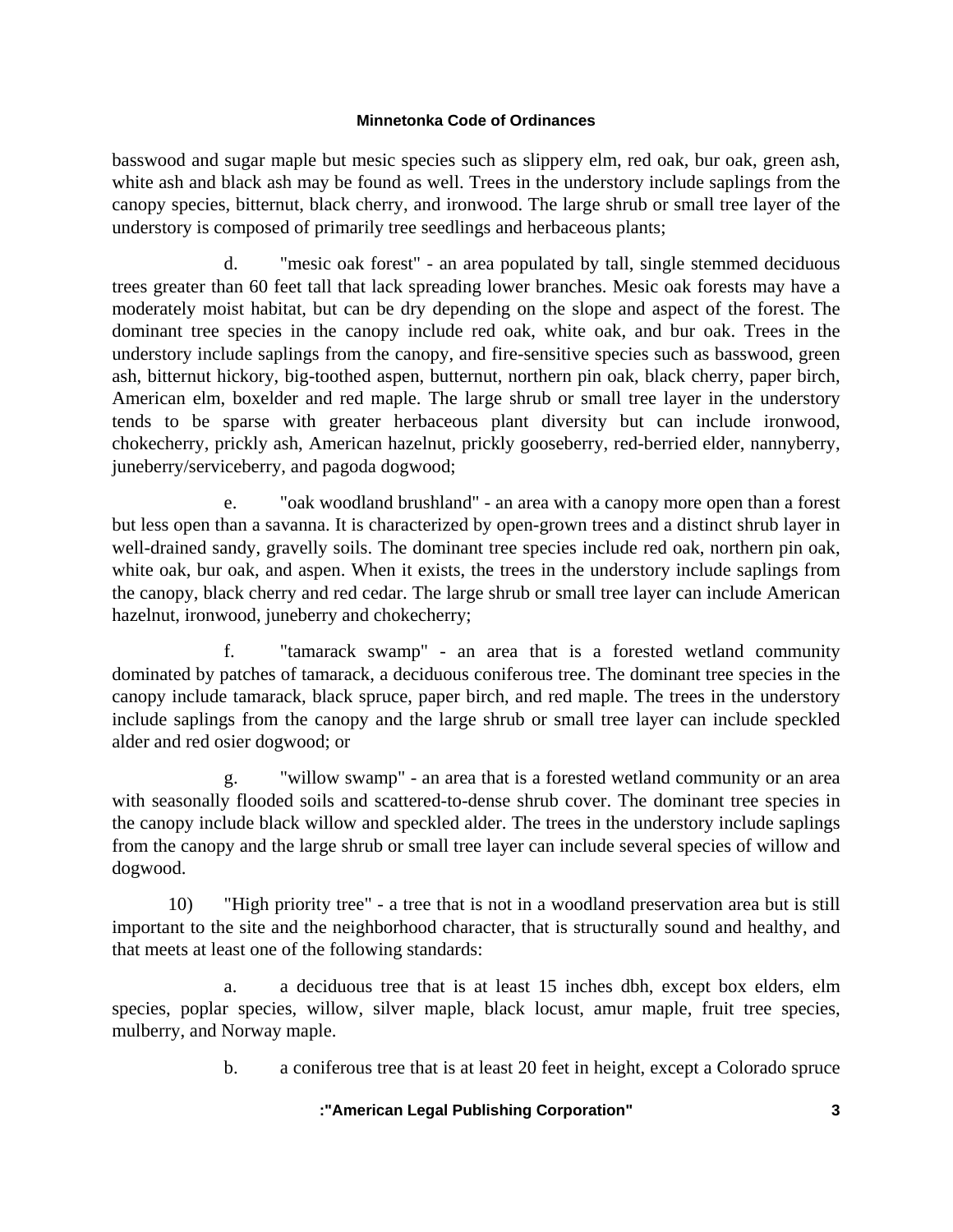basswood and sugar maple but mesic species such as slippery elm, red oak, bur oak, green ash, white ash and black ash may be found as well. Trees in the understory include saplings from the canopy species, bitternut, black cherry, and ironwood. The large shrub or small tree layer of the understory is composed of primarily tree seedlings and herbaceous plants;

d. "mesic oak forest" - an area populated by tall, single stemmed deciduous trees greater than 60 feet tall that lack spreading lower branches. Mesic oak forests may have a moderately moist habitat, but can be dry depending on the slope and aspect of the forest. The dominant tree species in the canopy include red oak, white oak, and bur oak. Trees in the understory include saplings from the canopy, and fire-sensitive species such as basswood, green ash, bitternut hickory, big-toothed aspen, butternut, northern pin oak, black cherry, paper birch, American elm, boxelder and red maple. The large shrub or small tree layer in the understory tends to be sparse with greater herbaceous plant diversity but can include ironwood, chokecherry, prickly ash, American hazelnut, prickly gooseberry, red-berried elder, nannyberry, juneberry/serviceberry, and pagoda dogwood;

e. "oak woodland brushland" - an area with a canopy more open than a forest but less open than a savanna. It is characterized by open-grown trees and a distinct shrub layer in well-drained sandy, gravelly soils. The dominant tree species include red oak, northern pin oak, white oak, bur oak, and aspen. When it exists, the trees in the understory include saplings from the canopy, black cherry and red cedar. The large shrub or small tree layer can include American hazelnut, ironwood, juneberry and chokecherry;

f. "tamarack swamp" - an area that is a forested wetland community dominated by patches of tamarack, a deciduous coniferous tree. The dominant tree species in the canopy include tamarack, black spruce, paper birch, and red maple. The trees in the understory include saplings from the canopy and the large shrub or small tree layer can include speckled alder and red osier dogwood; or

g. "willow swamp" - an area that is a forested wetland community or an area with seasonally flooded soils and scattered-to-dense shrub cover. The dominant tree species in the canopy include black willow and speckled alder. The trees in the understory include saplings from the canopy and the large shrub or small tree layer can include several species of willow and dogwood.

10) "High priority tree" - a tree that is not in a woodland preservation area but is still important to the site and the neighborhood character, that is structurally sound and healthy, and that meets at least one of the following standards:

a. a deciduous tree that is at least 15 inches dbh, except box elders, elm species, poplar species, willow, silver maple, black locust, amur maple, fruit tree species, mulberry, and Norway maple.

b. a coniferous tree that is at least 20 feet in height, except a Colorado spruce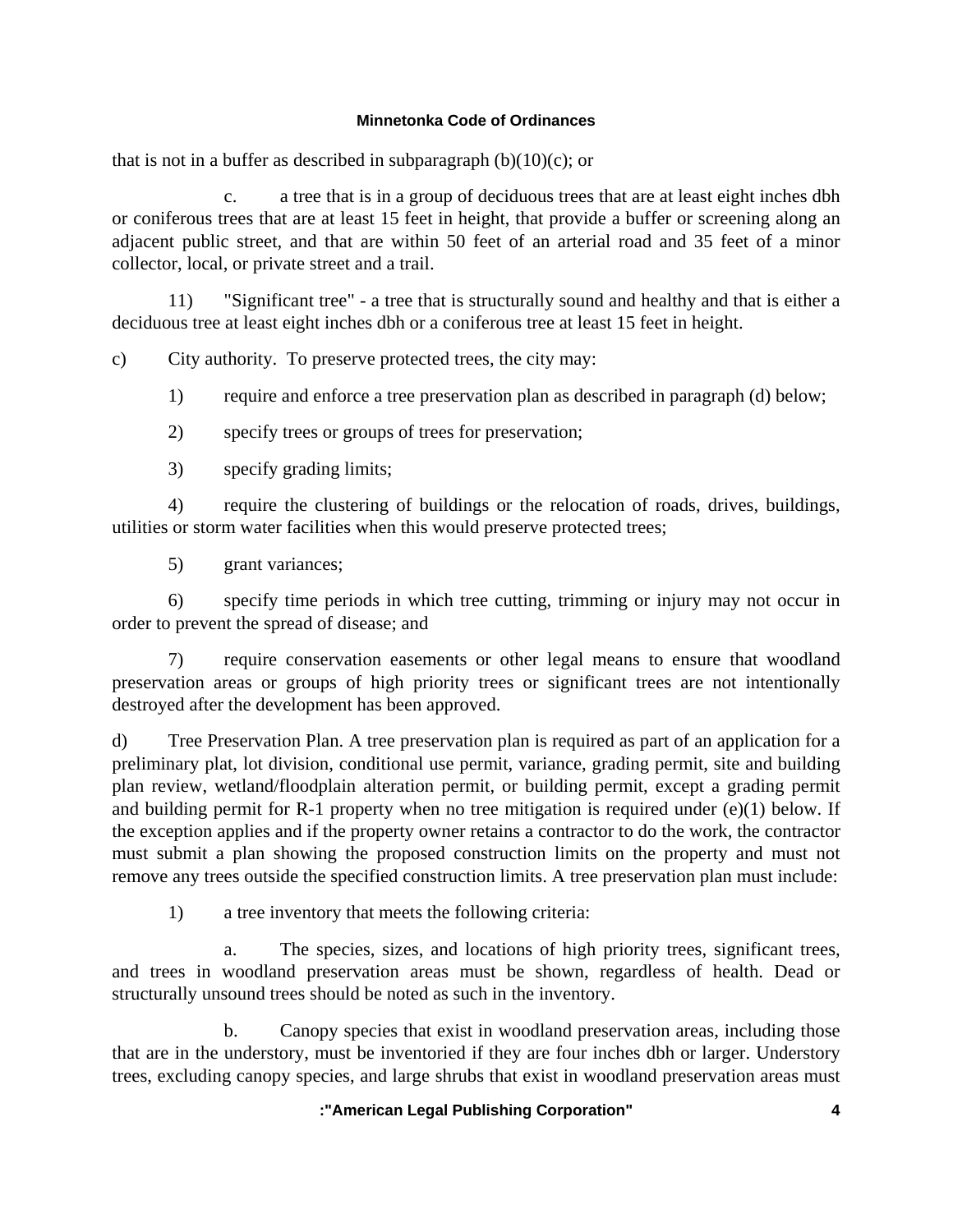that is not in a buffer as described in subparagraph (b)(10)(c); or

c. a tree that is in a group of deciduous trees that are at least eight inches dbh or coniferous trees that are at least 15 feet in height, that provide a buffer or screening along an adjacent public street, and that are within 50 feet of an arterial road and 35 feet of a minor collector, local, or private street and a trail.

11) "Significant tree" - a tree that is structurally sound and healthy and that is either a deciduous tree at least eight inches dbh or a coniferous tree at least 15 feet in height.

c) City authority. To preserve protected trees, the city may:

1) require and enforce a tree preservation plan as described in paragraph (d) below;

2) specify trees or groups of trees for preservation;

3) specify grading limits;

4) require the clustering of buildings or the relocation of roads, drives, buildings, utilities or storm water facilities when this would preserve protected trees;

5) grant variances;

6) specify time periods in which tree cutting, trimming or injury may not occur in order to prevent the spread of disease; and

7) require conservation easements or other legal means to ensure that woodland preservation areas or groups of high priority trees or significant trees are not intentionally destroyed after the development has been approved.

d) Tree Preservation Plan. A tree preservation plan is required as part of an application for a preliminary plat, lot division, conditional use permit, variance, grading permit, site and building plan review, wetland/floodplain alteration permit, or building permit, except a grading permit and building permit for R-1 property when no tree mitigation is required under (e)(1) below. If the exception applies and if the property owner retains a contractor to do the work, the contractor must submit a plan showing the proposed construction limits on the property and must not remove any trees outside the specified construction limits. A tree preservation plan must include:

1) a tree inventory that meets the following criteria:

a. The species, sizes, and locations of high priority trees, significant trees, and trees in woodland preservation areas must be shown, regardless of health. Dead or structurally unsound trees should be noted as such in the inventory.

b. Canopy species that exist in woodland preservation areas, including those that are in the understory, must be inventoried if they are four inches dbh or larger. Understory trees, excluding canopy species, and large shrubs that exist in woodland preservation areas must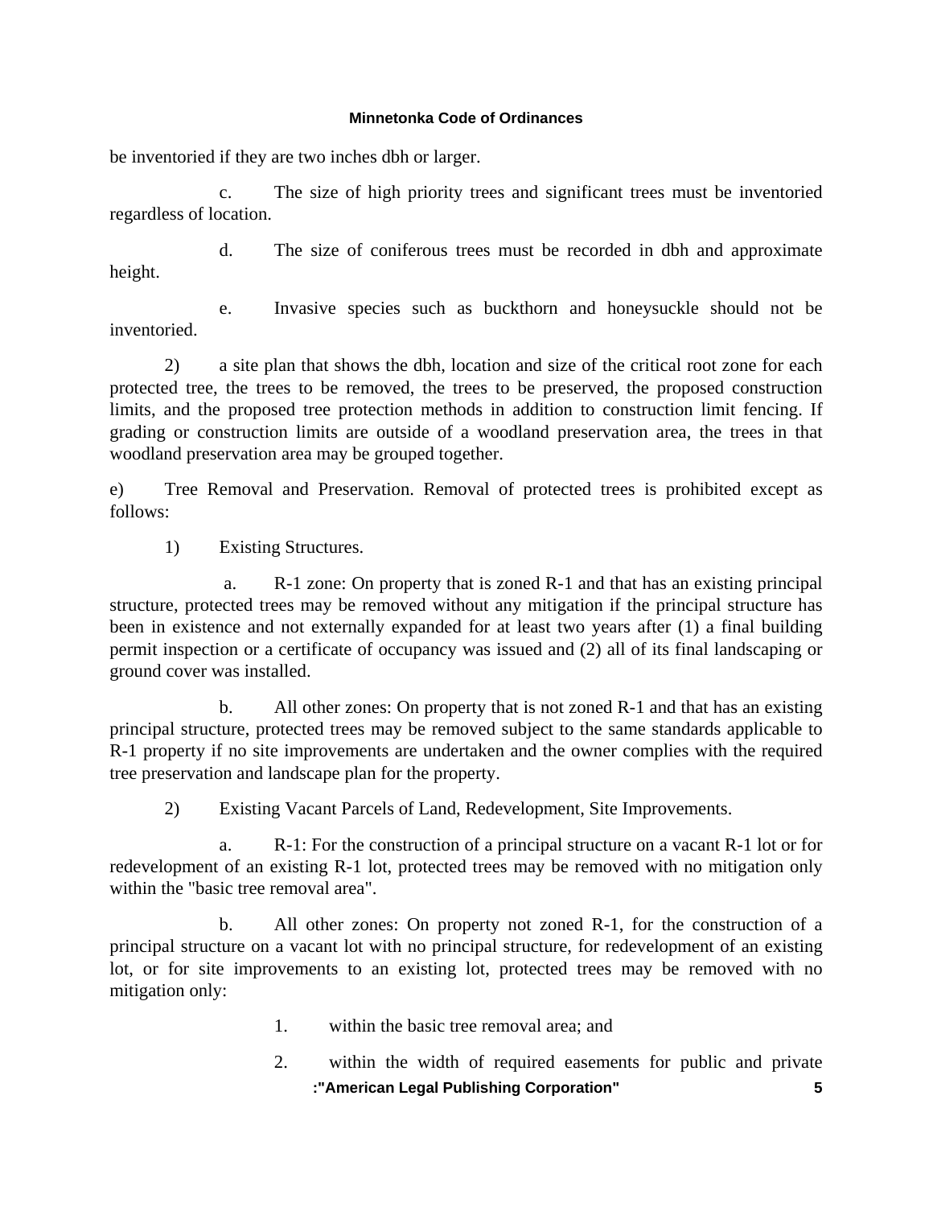be inventoried if they are two inches dbh or larger.

c. The size of high priority trees and significant trees must be inventoried regardless of location.

d. The size of coniferous trees must be recorded in dbh and approximate height.

e. Invasive species such as buckthorn and honeysuckle should not be inventoried.

2) a site plan that shows the dbh, location and size of the critical root zone for each protected tree, the trees to be removed, the trees to be preserved, the proposed construction limits, and the proposed tree protection methods in addition to construction limit fencing. If grading or construction limits are outside of a woodland preservation area, the trees in that woodland preservation area may be grouped together.

e) Tree Removal and Preservation. Removal of protected trees is prohibited except as follows:

1) Existing Structures.

a. R-1 zone: On property that is zoned R-1 and that has an existing principal structure, protected trees may be removed without any mitigation if the principal structure has been in existence and not externally expanded for at least two years after (1) a final building permit inspection or a certificate of occupancy was issued and (2) all of its final landscaping or ground cover was installed.

b. All other zones: On property that is not zoned R-1 and that has an existing principal structure, protected trees may be removed subject to the same standards applicable to R-1 property if no site improvements are undertaken and the owner complies with the required tree preservation and landscape plan for the property.

2) Existing Vacant Parcels of Land, Redevelopment, Site Improvements.

a. R-1: For the construction of a principal structure on a vacant R-1 lot or for redevelopment of an existing R-1 lot, protected trees may be removed with no mitigation only within the "basic tree removal area".

b. All other zones: On property not zoned R-1, for the construction of a principal structure on a vacant lot with no principal structure, for redevelopment of an existing lot, or for site improvements to an existing lot, protected trees may be removed with no mitigation only:

1. within the basic tree removal area; and

2. within the width of required easements for public and private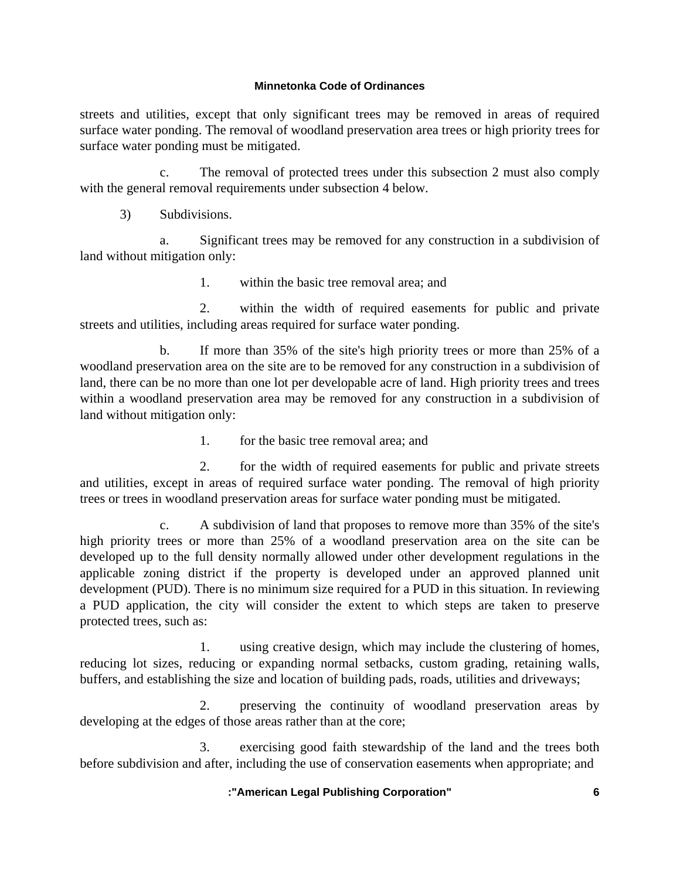streets and utilities, except that only significant trees may be removed in areas of required surface water ponding. The removal of woodland preservation area trees or high priority trees for surface water ponding must be mitigated.

c. The removal of protected trees under this subsection 2 must also comply with the general removal requirements under subsection 4 below.

3) Subdivisions.

a. Significant trees may be removed for any construction in a subdivision of land without mitigation only:

1. within the basic tree removal area; and

2. within the width of required easements for public and private streets and utilities, including areas required for surface water ponding.

b. If more than 35% of the site's high priority trees or more than 25% of a woodland preservation area on the site are to be removed for any construction in a subdivision of land, there can be no more than one lot per developable acre of land. High priority trees and trees within a woodland preservation area may be removed for any construction in a subdivision of land without mitigation only:

1. for the basic tree removal area; and

2. for the width of required easements for public and private streets and utilities, except in areas of required surface water ponding. The removal of high priority trees or trees in woodland preservation areas for surface water ponding must be mitigated.

c. A subdivision of land that proposes to remove more than 35% of the site's high priority trees or more than 25% of a woodland preservation area on the site can be developed up to the full density normally allowed under other development regulations in the applicable zoning district if the property is developed under an approved planned unit development (PUD). There is no minimum size required for a PUD in this situation. In reviewing a PUD application, the city will consider the extent to which steps are taken to preserve protected trees, such as:

1. using creative design, which may include the clustering of homes, reducing lot sizes, reducing or expanding normal setbacks, custom grading, retaining walls, buffers, and establishing the size and location of building pads, roads, utilities and driveways;

2. preserving the continuity of woodland preservation areas by developing at the edges of those areas rather than at the core;

3. exercising good faith stewardship of the land and the trees both before subdivision and after, including the use of conservation easements when appropriate; and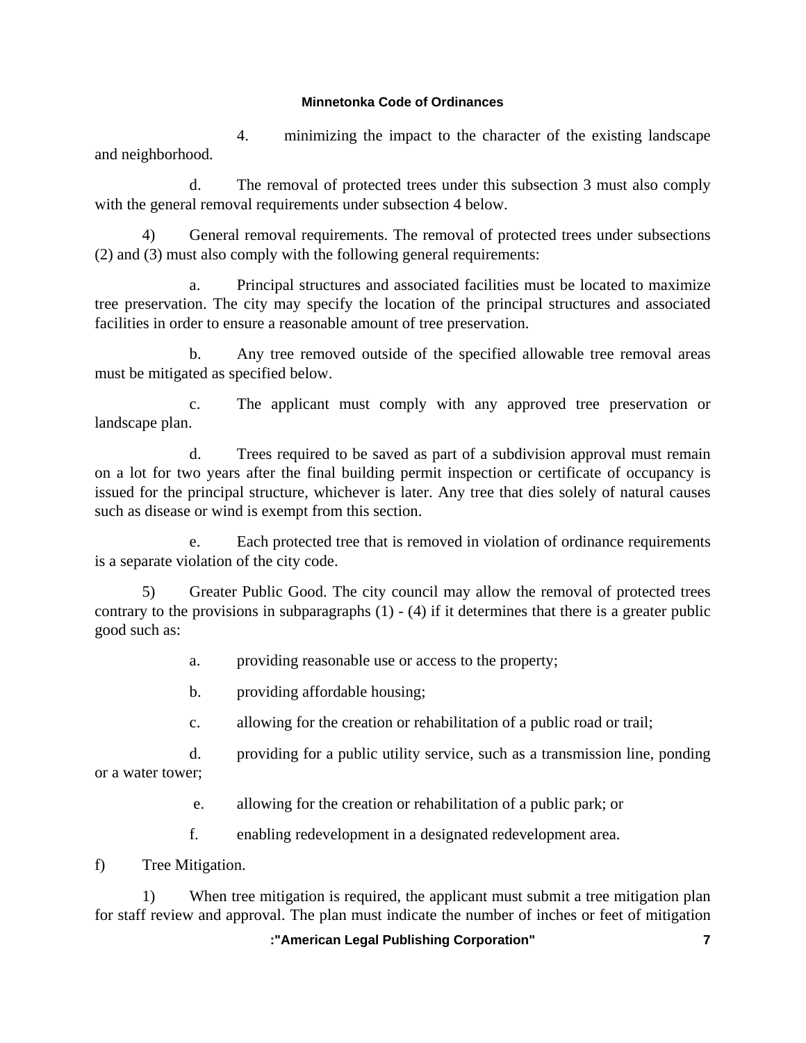4. minimizing the impact to the character of the existing landscape and neighborhood.

d. The removal of protected trees under this subsection 3 must also comply with the general removal requirements under subsection 4 below.

4) General removal requirements. The removal of protected trees under subsections (2) and (3) must also comply with the following general requirements:

a. Principal structures and associated facilities must be located to maximize tree preservation. The city may specify the location of the principal structures and associated facilities in order to ensure a reasonable amount of tree preservation.

b. Any tree removed outside of the specified allowable tree removal areas must be mitigated as specified below.

c. The applicant must comply with any approved tree preservation or landscape plan.

d. Trees required to be saved as part of a subdivision approval must remain on a lot for two years after the final building permit inspection or certificate of occupancy is issued for the principal structure, whichever is later. Any tree that dies solely of natural causes such as disease or wind is exempt from this section.

e. Each protected tree that is removed in violation of ordinance requirements is a separate violation of the city code.

5) Greater Public Good. The city council may allow the removal of protected trees contrary to the provisions in subparagraphs (1) - (4) if it determines that there is a greater public good such as:

a. providing reasonable use or access to the property;

b. providing affordable housing;

c. allowing for the creation or rehabilitation of a public road or trail;

d. providing for a public utility service, such as a transmission line, ponding or a water tower;

e. allowing for the creation or rehabilitation of a public park; or

f. enabling redevelopment in a designated redevelopment area.

f) Tree Mitigation.

1) When tree mitigation is required, the applicant must submit a tree mitigation plan for staff review and approval. The plan must indicate the number of inches or feet of mitigation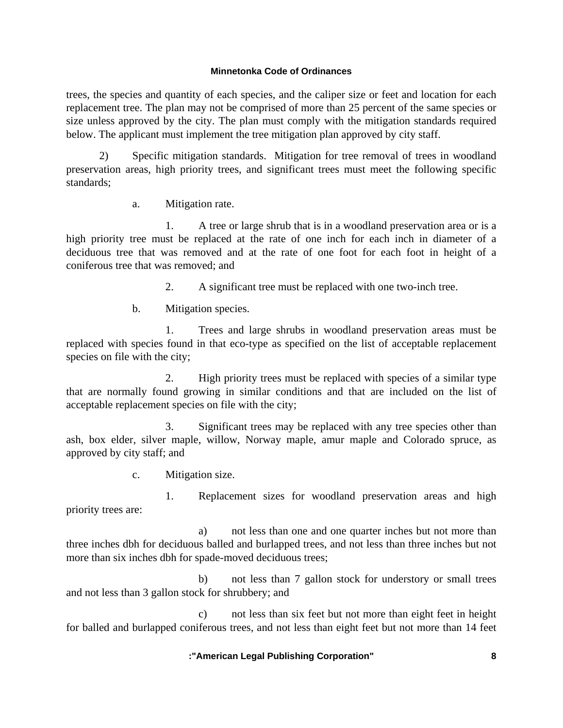trees, the species and quantity of each species, and the caliper size or feet and location for each replacement tree. The plan may not be comprised of more than 25 percent of the same species or size unless approved by the city. The plan must comply with the mitigation standards required below. The applicant must implement the tree mitigation plan approved by city staff.

2) Specific mitigation standards. Mitigation for tree removal of trees in woodland preservation areas, high priority trees, and significant trees must meet the following specific standards;

a. Mitigation rate.

1. A tree or large shrub that is in a woodland preservation area or is a high priority tree must be replaced at the rate of one inch for each inch in diameter of a deciduous tree that was removed and at the rate of one foot for each foot in height of a coniferous tree that was removed; and

2. A significant tree must be replaced with one two-inch tree.

b. Mitigation species.

1. Trees and large shrubs in woodland preservation areas must be replaced with species found in that eco-type as specified on the list of acceptable replacement species on file with the city;

2. High priority trees must be replaced with species of a similar type that are normally found growing in similar conditions and that are included on the list of acceptable replacement species on file with the city;

3. Significant trees may be replaced with any tree species other than ash, box elder, silver maple, willow, Norway maple, amur maple and Colorado spruce, as approved by city staff; and

c. Mitigation size.

1. Replacement sizes for woodland preservation areas and high priority trees are:

a) not less than one and one quarter inches but not more than three inches dbh for deciduous balled and burlapped trees, and not less than three inches but not more than six inches dbh for spade-moved deciduous trees;

b) not less than 7 gallon stock for understory or small trees and not less than 3 gallon stock for shrubbery; and

c) not less than six feet but not more than eight feet in height for balled and burlapped coniferous trees, and not less than eight feet but not more than 14 feet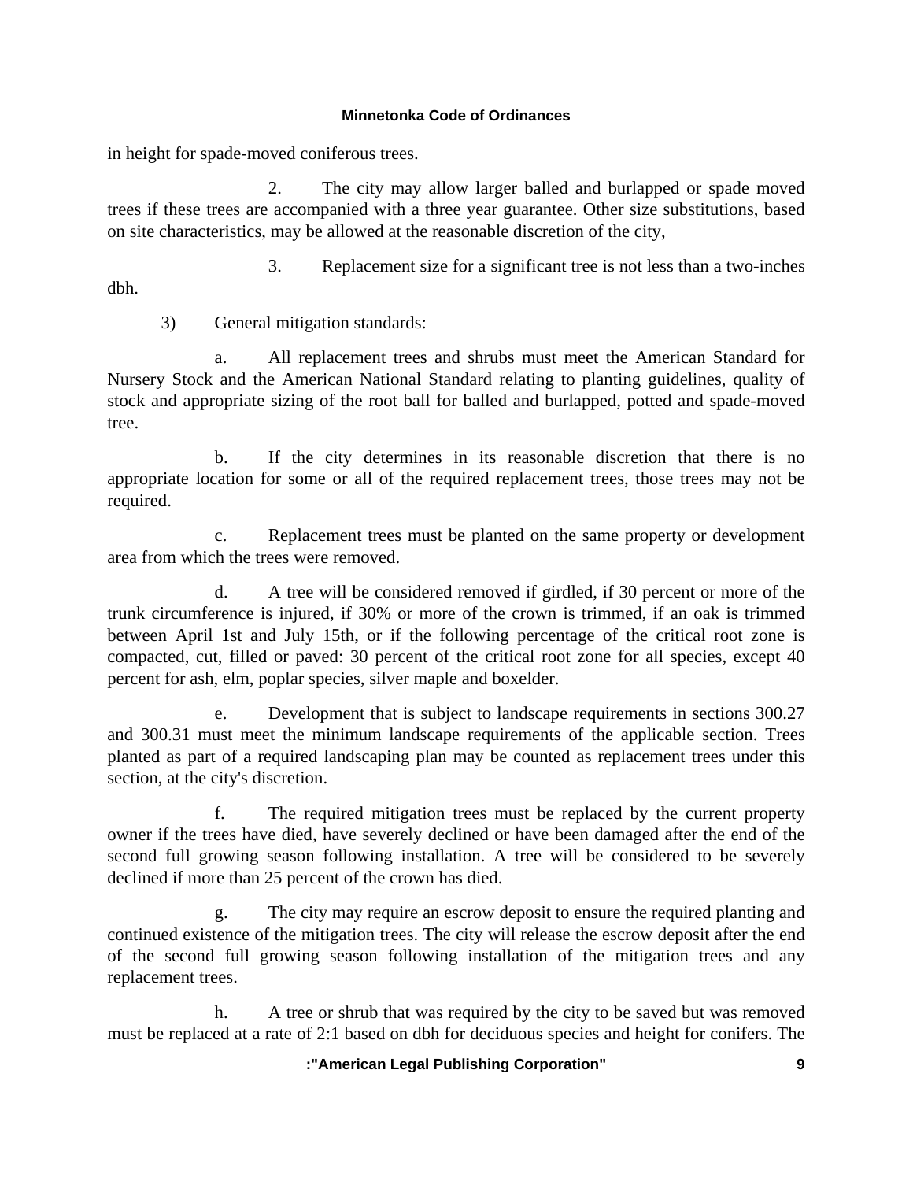in height for spade-moved coniferous trees.

2. The city may allow larger balled and burlapped or spade moved trees if these trees are accompanied with a three year guarantee. Other size substitutions, based on site characteristics, may be allowed at the reasonable discretion of the city,

3. Replacement size for a significant tree is not less than a two-inches dbh.

3) General mitigation standards:

a. All replacement trees and shrubs must meet the American Standard for Nursery Stock and the American National Standard relating to planting guidelines, quality of stock and appropriate sizing of the root ball for balled and burlapped, potted and spade-moved tree.

b. If the city determines in its reasonable discretion that there is no appropriate location for some or all of the required replacement trees, those trees may not be required.

c. Replacement trees must be planted on the same property or development area from which the trees were removed.

d. A tree will be considered removed if girdled, if 30 percent or more of the trunk circumference is injured, if 30% or more of the crown is trimmed, if an oak is trimmed between April 1st and July 15th, or if the following percentage of the critical root zone is compacted, cut, filled or paved: 30 percent of the critical root zone for all species, except 40 percent for ash, elm, poplar species, silver maple and boxelder.

e. Development that is subject to landscape requirements in sections 300.27 and 300.31 must meet the minimum landscape requirements of the applicable section. Trees planted as part of a required landscaping plan may be counted as replacement trees under this section, at the city's discretion.

f. The required mitigation trees must be replaced by the current property owner if the trees have died, have severely declined or have been damaged after the end of the second full growing season following installation. A tree will be considered to be severely declined if more than 25 percent of the crown has died.

g. The city may require an escrow deposit to ensure the required planting and continued existence of the mitigation trees. The city will release the escrow deposit after the end of the second full growing season following installation of the mitigation trees and any replacement trees.

h. A tree or shrub that was required by the city to be saved but was removed must be replaced at a rate of 2:1 based on dbh for deciduous species and height for conifers. The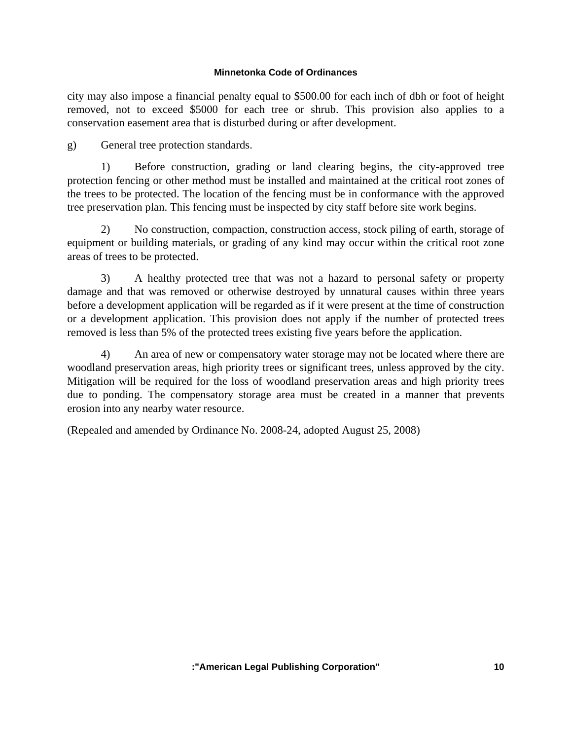city may also impose a financial penalty equal to $500.00 for each inch of dbh or foot of height removed, not to exceed $5000 for each tree or shrub. This provision also applies to a conservation easement area that is disturbed during or after development.

g) General tree protection standards.

1) Before construction, grading or land clearing begins, the city-approved tree protection fencing or other method must be installed and maintained at the critical root zones of the trees to be protected. The location of the fencing must be in conformance with the approved tree preservation plan. This fencing must be inspected by city staff before site work begins.

2) No construction, compaction, construction access, stock piling of earth, storage of equipment or building materials, or grading of any kind may occur within the critical root zone areas of trees to be protected.

3) A healthy protected tree that was not a hazard to personal safety or property damage and that was removed or otherwise destroyed by unnatural causes within three years before a development application will be regarded as if it were present at the time of construction or a development application. This provision does not apply if the number of protected trees removed is less than 5% of the protected trees existing five years before the application.

4) An area of new or compensatory water storage may not be located where there are woodland preservation areas, high priority trees or significant trees, unless approved by the city. Mitigation will be required for the loss of woodland preservation areas and high priority trees due to ponding. The compensatory storage area must be created in a manner that prevents erosion into any nearby water resource.

(Repealed and amended by Ordinance No. 2008-24, adopted August 25, 2008)